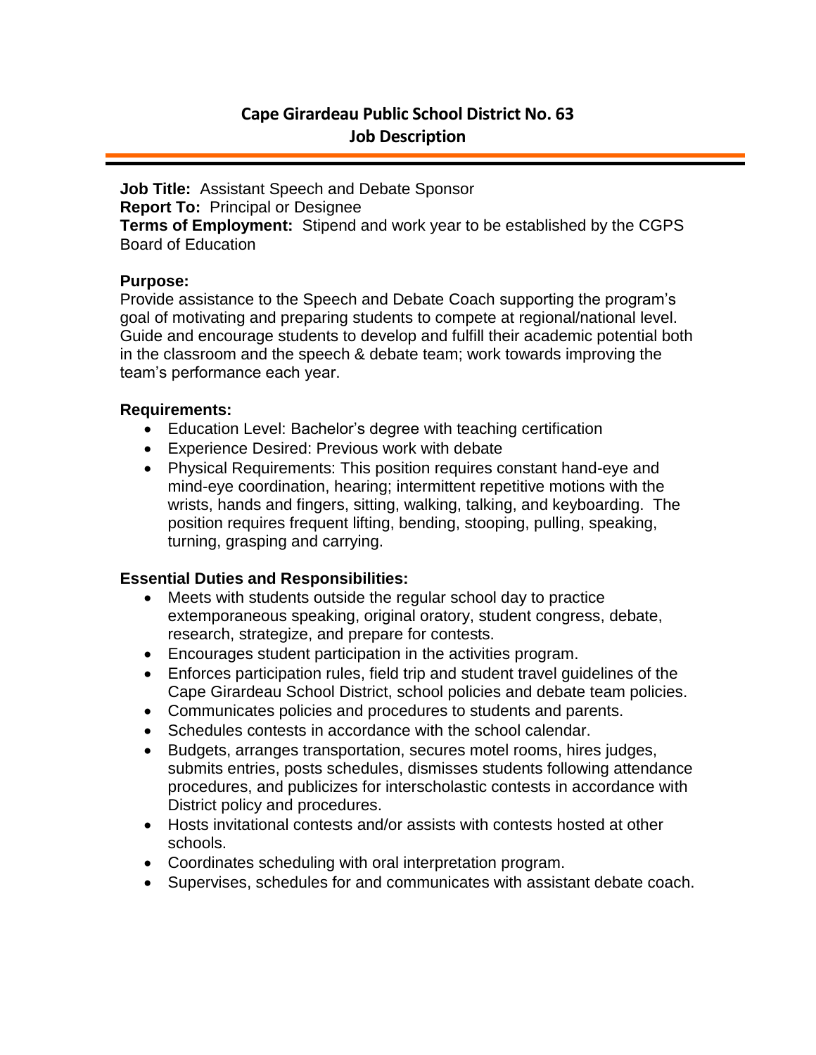# Cape Girardeau Public School District No. 63
## Job Description

**Job Title:** Assistant Speech and Debate Sponsor
**Report To:** Principal or Designee
**Terms of Employment:** Stipend and work year to be established by the CGPS Board of Education

### Purpose:

Provide assistance to the Speech and Debate Coach supporting the program's goal of motivating and preparing students to compete at regional/national level. Guide and encourage students to develop and fulfill their academic potential both in the classroom and the speech & debate team; work towards improving the team's performance each year.

### Requirements:

- Education Level: Bachelor's degree with teaching certification
- Experience Desired: Previous work with debate
- Physical Requirements: This position requires constant hand-eye and mind-eye coordination, hearing; intermittent repetitive motions with the wrists, hands and fingers, sitting, walking, talking, and keyboarding. The position requires frequent lifting, bending, stooping, pulling, speaking, turning, grasping and carrying.

### Essential Duties and Responsibilities:

- Meets with students outside the regular school day to practice extemporaneous speaking, original oratory, student congress, debate, research, strategize, and prepare for contests.
- Encourages student participation in the activities program.
- Enforces participation rules, field trip and student travel guidelines of the Cape Girardeau School District, school policies and debate team policies.
- Communicates policies and procedures to students and parents.
- Schedules contests in accordance with the school calendar.
- Budgets, arranges transportation, secures motel rooms, hires judges, submits entries, posts schedules, dismisses students following attendance procedures, and publicizes for interscholastic contests in accordance with District policy and procedures.
- Hosts invitational contests and/or assists with contests hosted at other schools.
- Coordinates scheduling with oral interpretation program.
- Supervises, schedules for and communicates with assistant debate coach.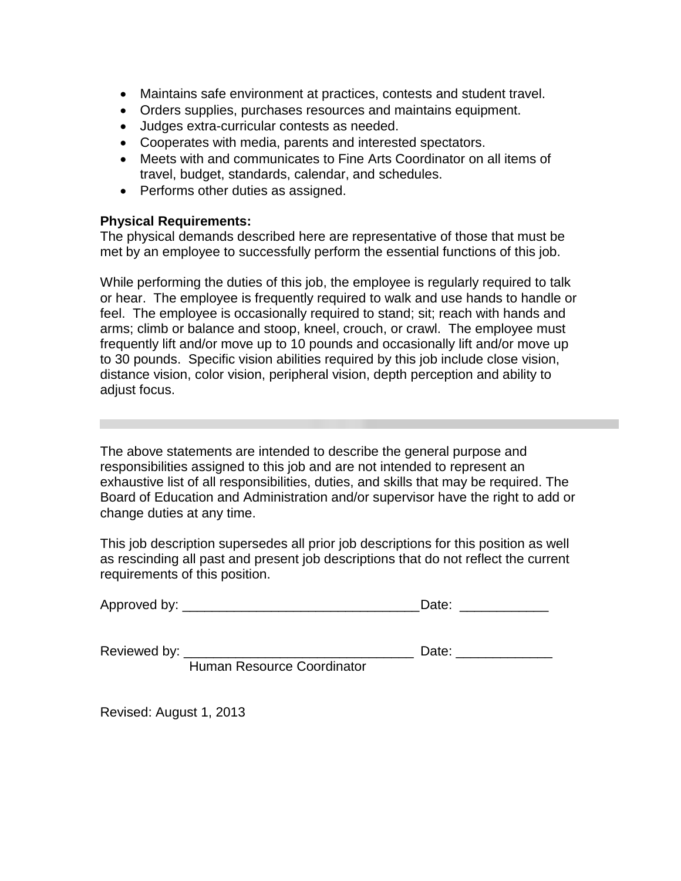- Maintains safe environment at practices, contests and student travel.
- Orders supplies, purchases resources and maintains equipment.
- Judges extra-curricular contests as needed.
- Cooperates with media, parents and interested spectators.
- Meets with and communicates to Fine Arts Coordinator on all items of travel, budget, standards, calendar, and schedules.
- Performs other duties as assigned.

**Physical Requirements:**
The physical demands described here are representative of those that must be met by an employee to successfully perform the essential functions of this job.

While performing the duties of this job, the employee is regularly required to talk or hear. The employee is frequently required to walk and use hands to handle or feel. The employee is occasionally required to stand; sit; reach with hands and arms; climb or balance and stoop, kneel, crouch, or crawl. The employee must frequently lift and/or move up to 10 pounds and occasionally lift and/or move up to 30 pounds. Specific vision abilities required by this job include close vision, distance vision, color vision, peripheral vision, depth perception and ability to adjust focus.

---

The above statements are intended to describe the general purpose and responsibilities assigned to this job and are not intended to represent an exhaustive list of all responsibilities, duties, and skills that may be required. The Board of Education and Administration and/or supervisor have the right to add or change duties at any time.

This job description supersedes all prior job descriptions for this position as well as rescinding all past and present job descriptions that do not reflect the current requirements of this position.

Approved by: ________________________________Date: ____________

Reviewed by: _______________________________ Date: _____________
Human Resource Coordinator

Revised: August 1, 2013